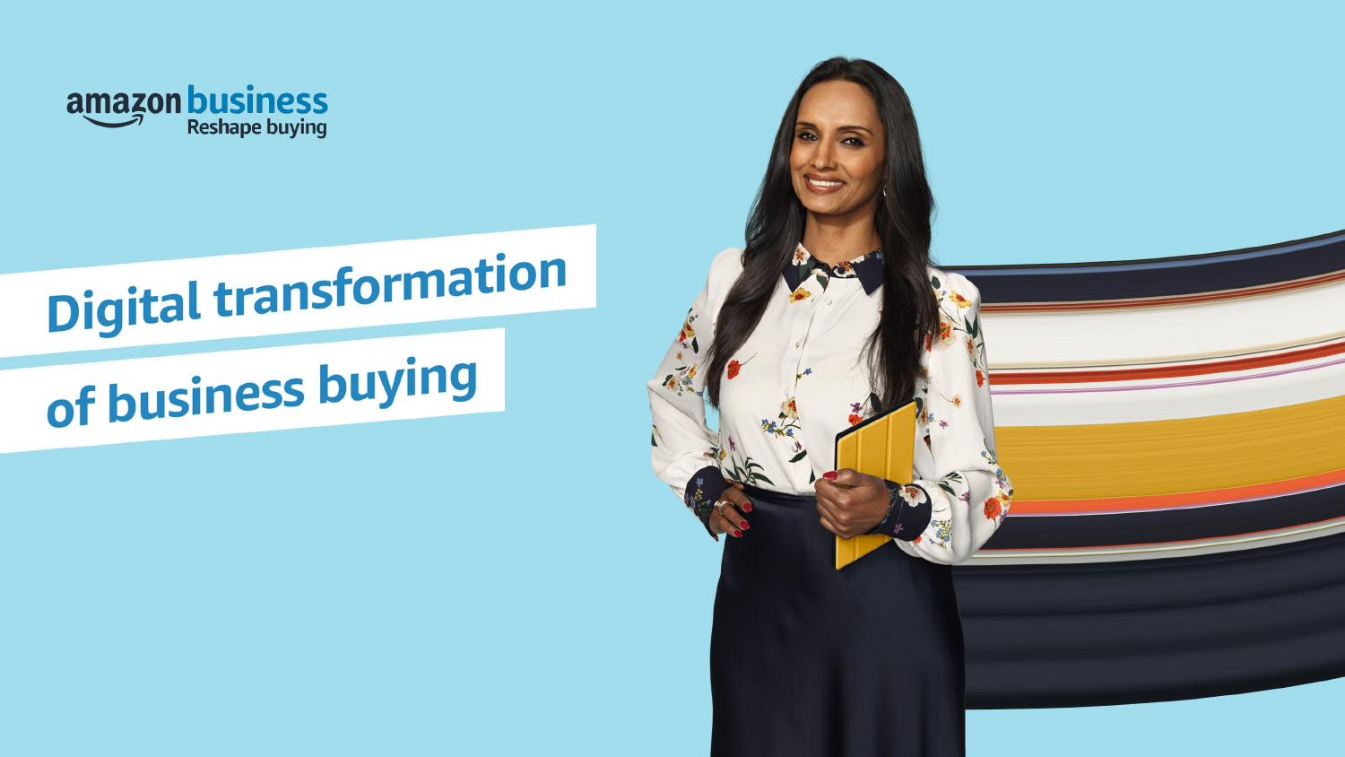amazon business
Reshape buying

# Digital transformation of business buying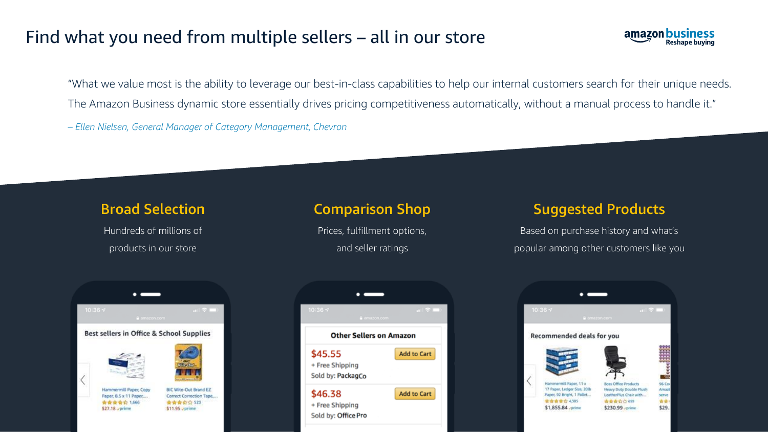# Find what you need from multiple sellers – all in our store

"What we value most is the ability to leverage our best-in-class capabilities to help our internal customers search for their unique needs. The Amazon Business dynamic store essentially drives pricing competitiveness automatically, without a manual process to handle it."

*– Ellen Nielsen, General Manager of Category Management, Chevron*

## Broad Selection

Hundreds of millions of products in our store

## Comparison Shop

Prices, fulfillment options, and seller ratings

## Suggested Products

Based on purchase history and what's popular among other customers like you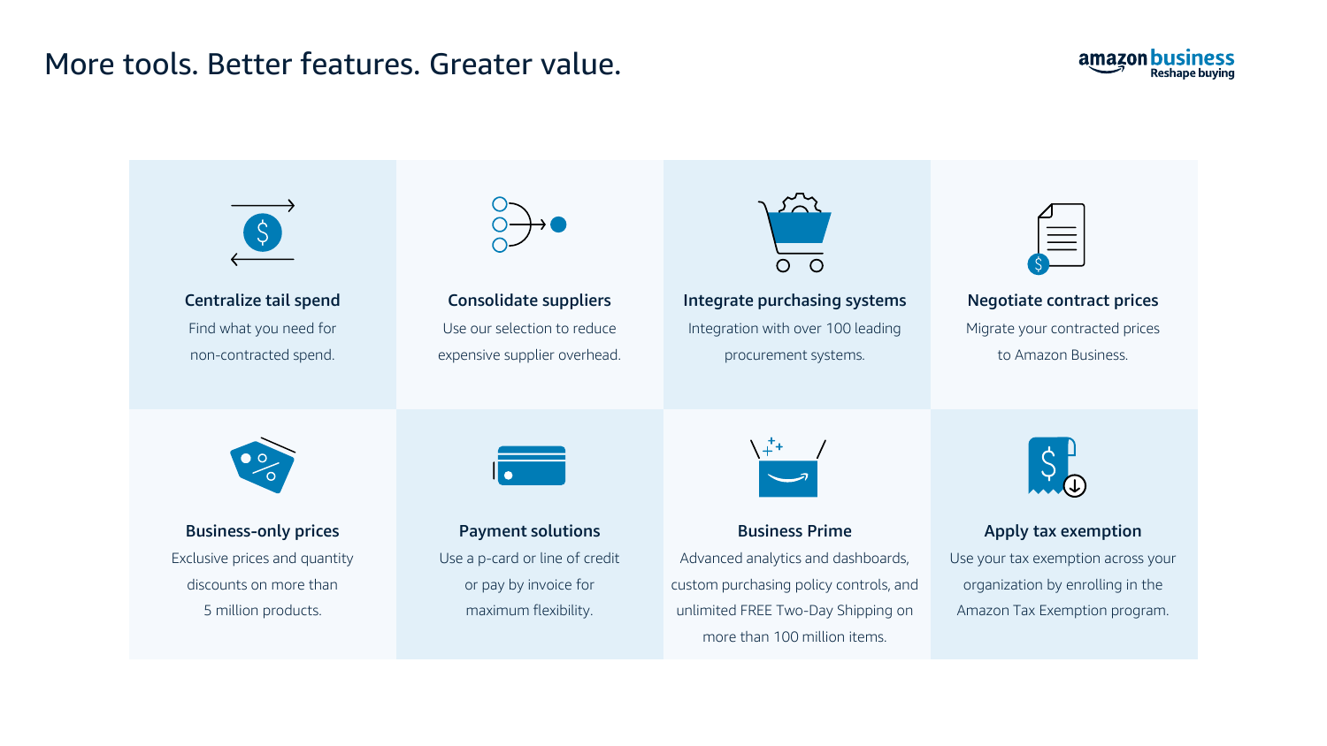# More tools. Better features. Greater value.

amazon business
Reshape buying

### Centralize tail spend

Find what you need for non-contracted spend.

### Consolidate suppliers

Use our selection to reduce expensive supplier overhead.

### Integrate purchasing systems

Integration with over 100 leading procurement systems.

### Negotiate contract prices

Migrate your contracted prices to Amazon Business.

### Business-only prices

Exclusive prices and quantity discounts on more than 5 million products.

### Payment solutions

Use a p-card or line of credit or pay by invoice for maximum flexibility.

### Business Prime

Advanced analytics and dashboards, custom purchasing policy controls, and unlimited FREE Two-Day Shipping on more than 100 million items.

### Apply tax exemption

Use your tax exemption across your organization by enrolling in the Amazon Tax Exemption program.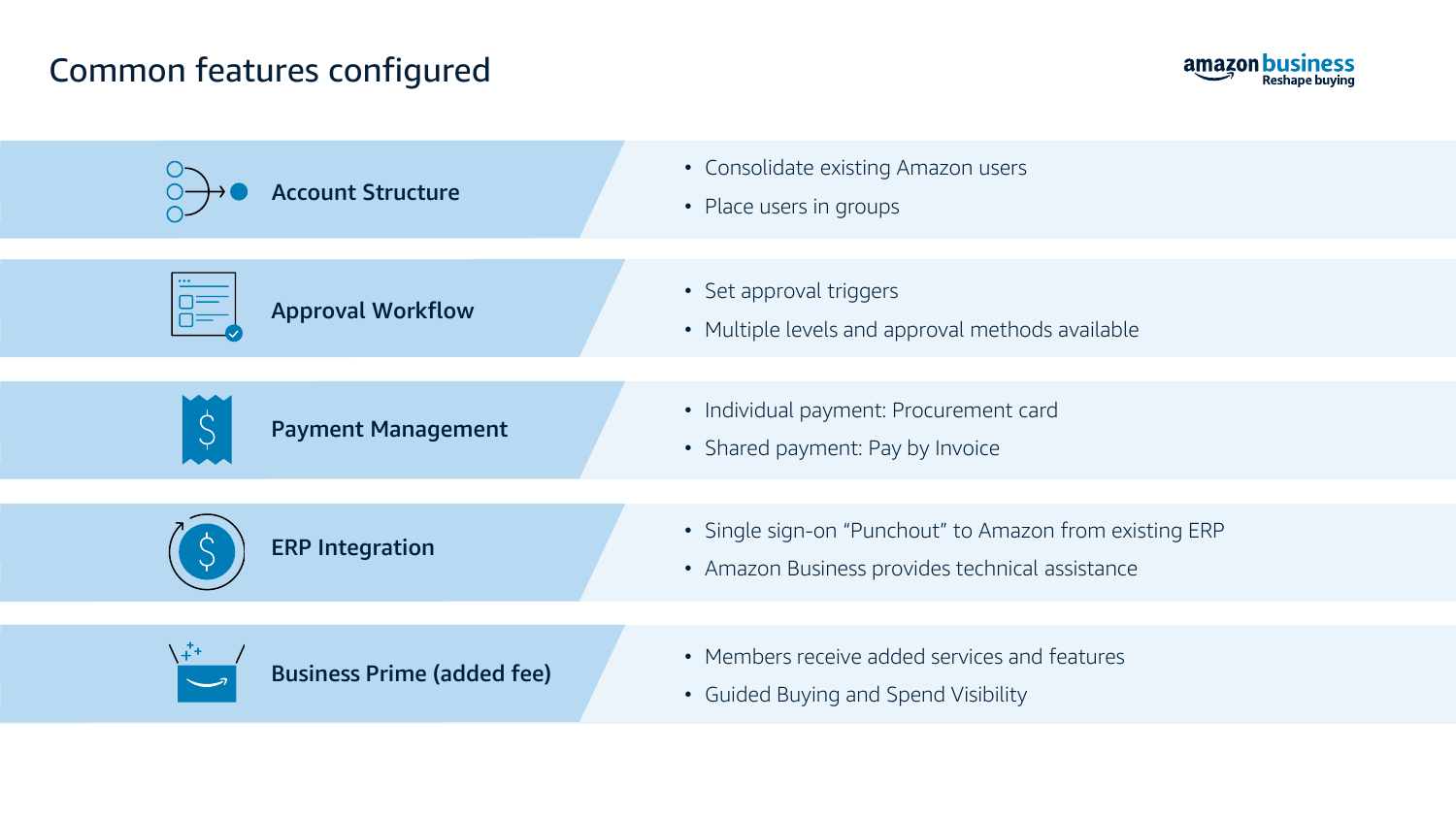# Common features configured

## Account Structure

- Consolidate existing Amazon users
- Place users in groups

## Approval Workflow

- Set approval triggers
- Multiple levels and approval methods available

## Payment Management

- Individual payment: Procurement card
- Shared payment: Pay by Invoice

## ERP Integration

- Single sign-on "Punchout" to Amazon from existing ERP
- Amazon Business provides technical assistance

## Business Prime (added fee)

- Members receive added services and features
- Guided Buying and Spend Visibility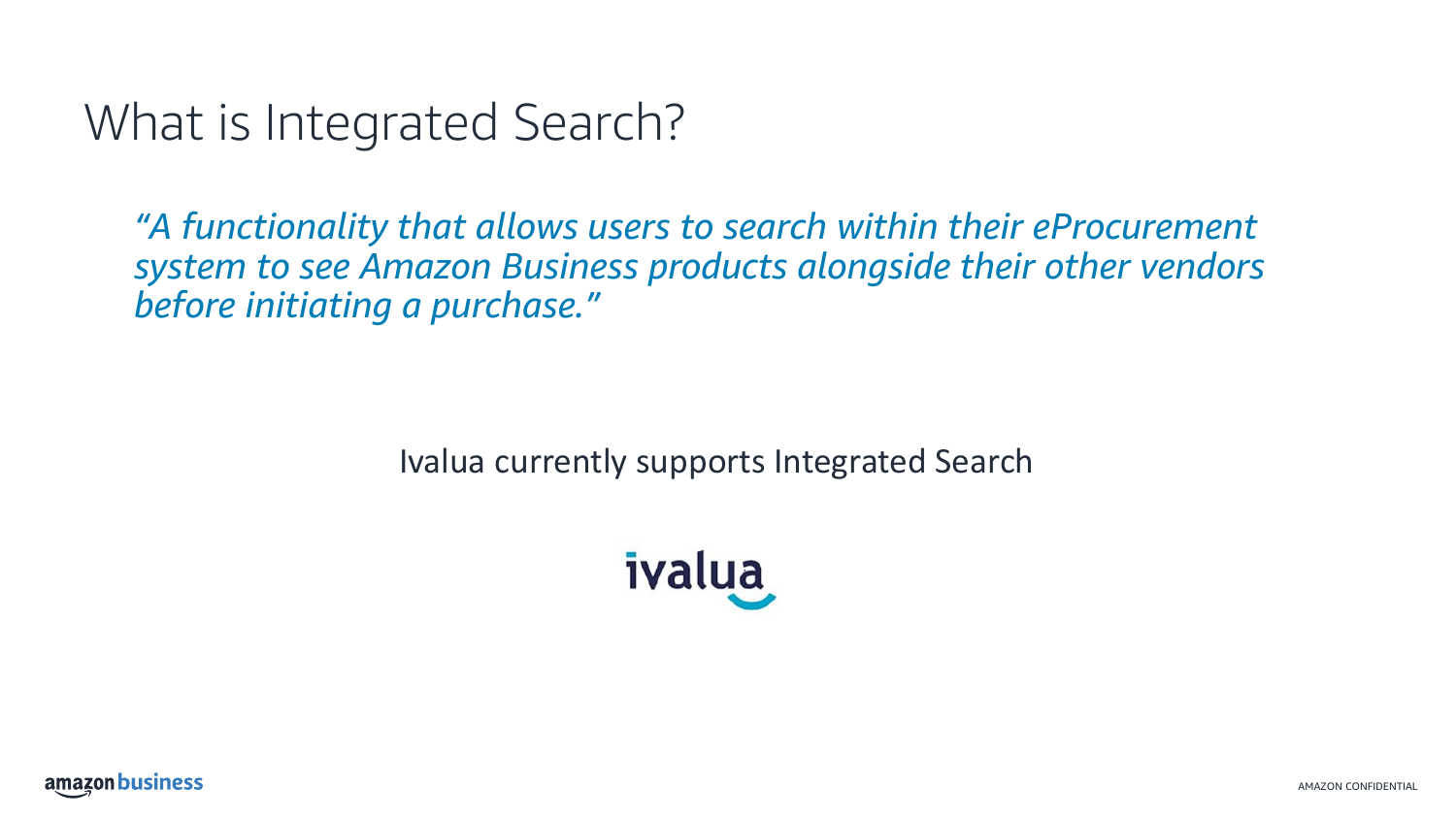# What is Integrated Search?

*"A functionality that allows users to search within their eProcurement system to see Amazon Business products alongside their other vendors before initiating a purchase."*

Ivalua currently supports Integrated Search

ivalua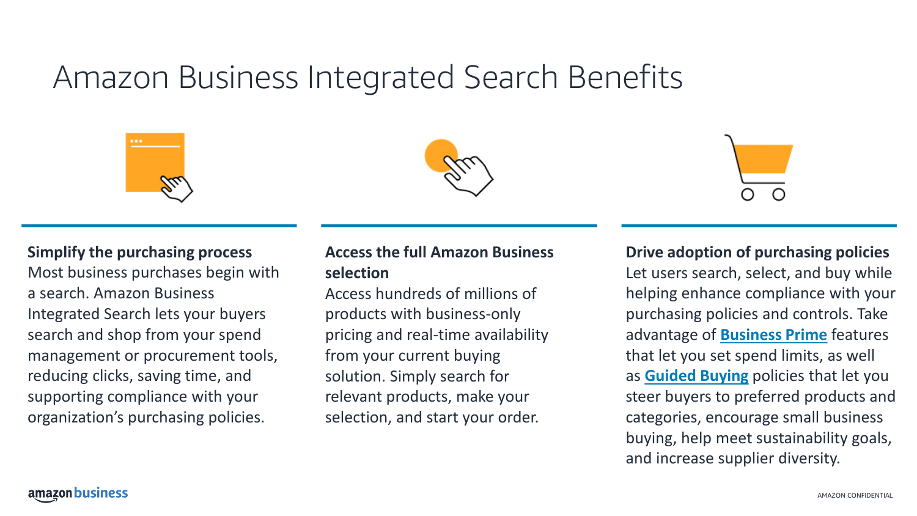# Amazon Business Integrated Search Benefits

**Simplify the purchasing process**
Most business purchases begin with a search. Amazon Business Integrated Search lets your buyers search and shop from your spend management or procurement tools, reducing clicks, saving time, and supporting compliance with your organization's purchasing policies.

**Access the full Amazon Business selection**
Access hundreds of millions of products with business-only pricing and real-time availability from your current buying solution. Simply search for relevant products, make your selection, and start your order.

**Drive adoption of purchasing policies**
Let users search, select, and buy while helping enhance compliance with your purchasing policies and controls. Take advantage of **Business Prime** features that let you set spend limits, as well as **Guided Buying** policies that let you steer buyers to preferred products and categories, encourage small business buying, help meet sustainability goals, and increase supplier diversity.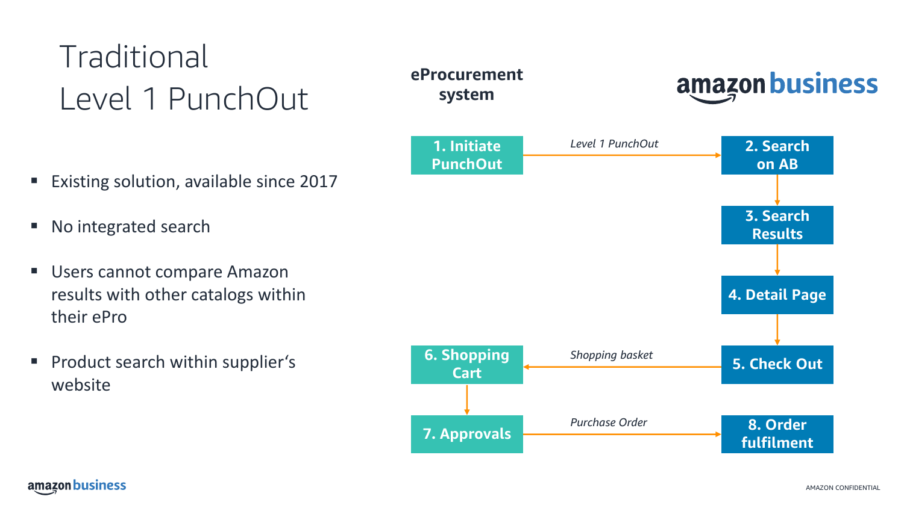# Traditional Level 1 PunchOut

- Existing solution, available since 2017
- No integrated search
- Users cannot compare Amazon results with other catalogs within their ePro
- Product search within supplier's website

**eProcurement system**

**amazon business**

1. Initiate PunchOut — *Level 1 PunchOut* → 2. Search on AB
2. Search on AB → 3. Search Results
3. Search Results → 4. Detail Page
4. Detail Page → 5. Check Out
5. Check Out — *Shopping basket* → 6. Shopping Cart
6. Shopping Cart → 7. Approvals
7. Approvals — *Purchase Order* → 8. Order fulfilment

AMAZON CONFIDENTIAL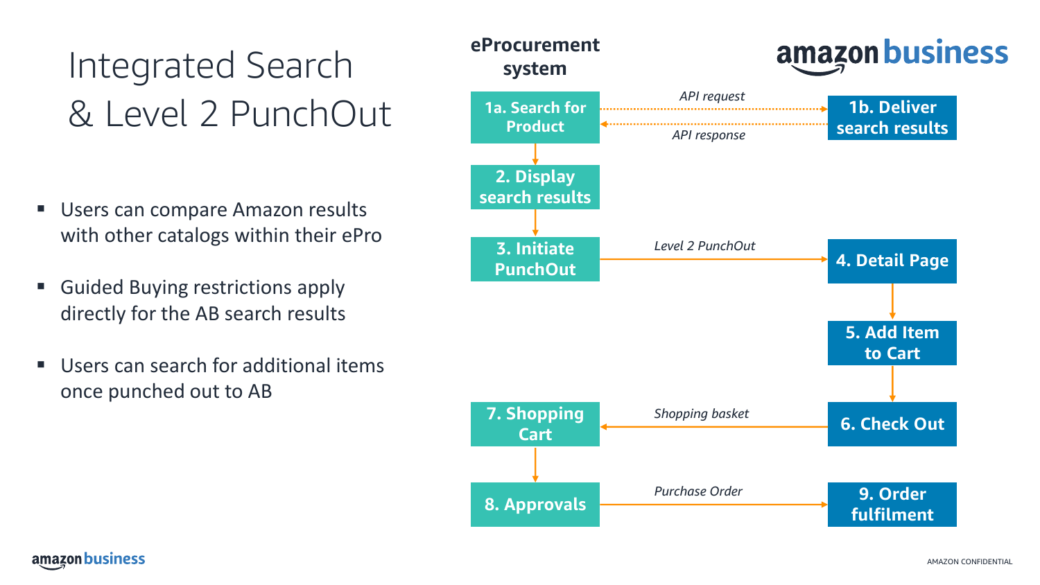# Integrated Search & Level 2 PunchOut

- Users can compare Amazon results with other catalogs within their ePro
- Guided Buying restrictions apply directly for the AB search results
- Users can search for additional items once punched out to AB

**eProcurement system**

**amazon business**

- 1a. Search for Product → *API request* → 1b. Deliver search results
- 1b. Deliver search results → *API response* → 1a. Search for Product
- 2. Display search results
- 3. Initiate PunchOut → *Level 2 PunchOut* → 4. Detail Page
- 5. Add Item to Cart
- 6. Check Out → *Shopping basket* → 7. Shopping Cart
- 8. Approvals → *Purchase Order* → 9. Order fulfilment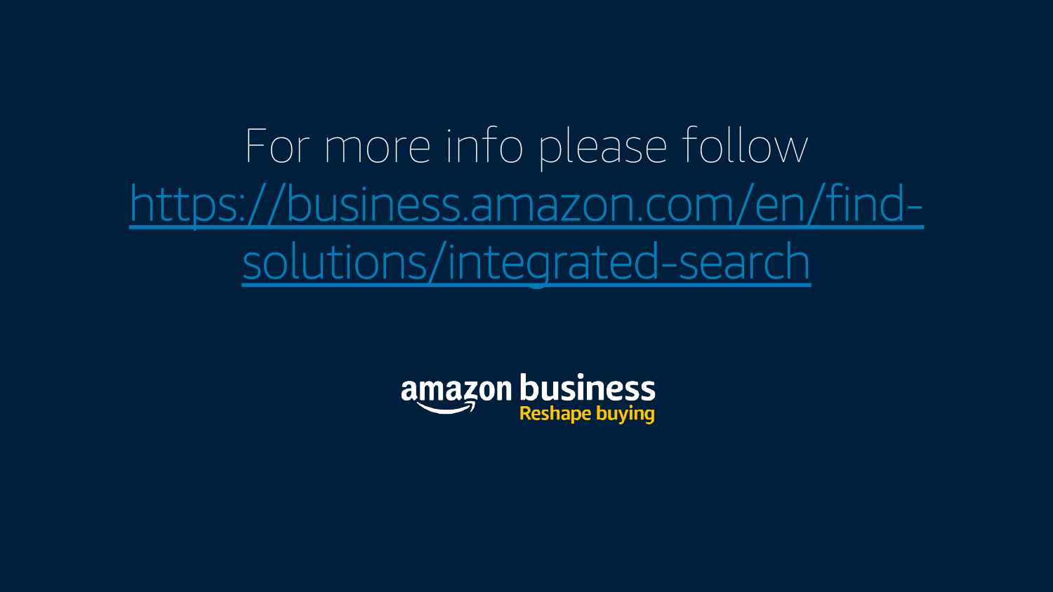For more info please follow [https://business.amazon.com/en/find-solutions/integrated-search](https://business.amazon.com/en/find-solutions/integrated-search)

amazon business
Reshape buying